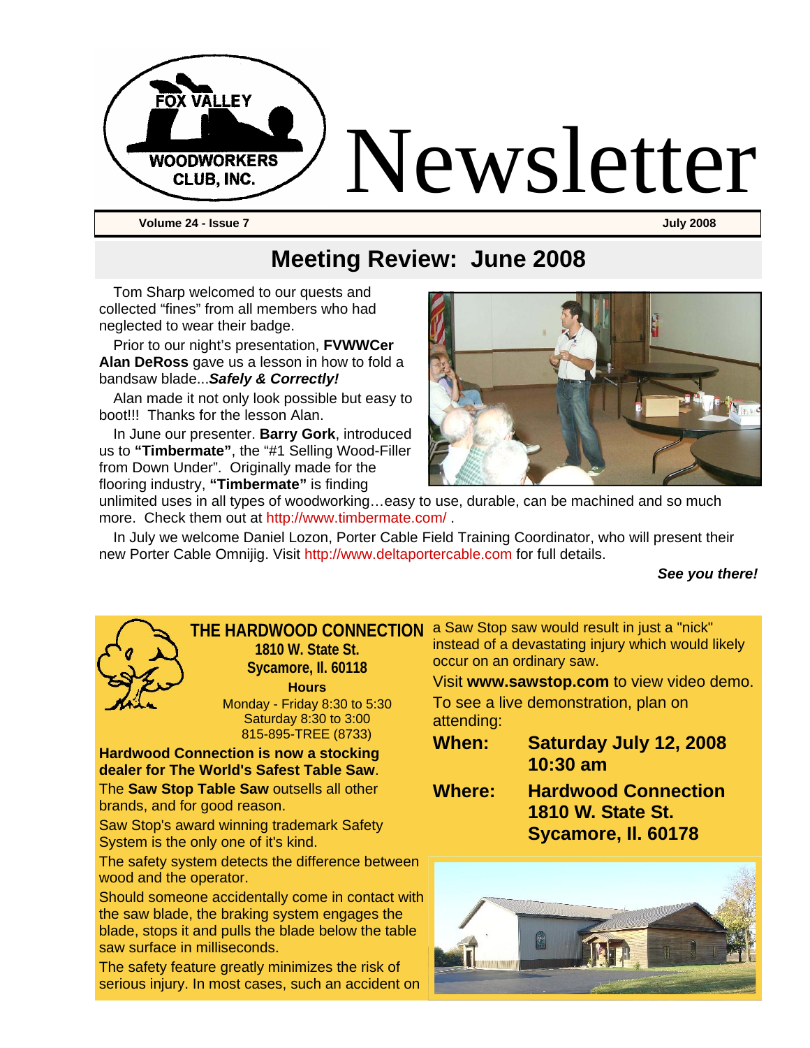# Newsletter

**Volume 24 - Issue 7** **July 2008**

## Meeting Review: June 2008

Tom Sharp welcomed to our quests and collected "fines" from all members who had neglected to wear their badge.

Prior to our night's presentation, **FVWWCer Alan DeRoss** gave us a lesson in how to fold a bandsaw blade...***Safely & Correctly!***

Alan made it not only look possible but easy to boot!!! Thanks for the lesson Alan.

In June our presenter. **Barry Gork**, introduced us to **"Timbermate"**, the "#1 Selling Wood-Filler from Down Under". Originally made for the flooring industry, **"Timbermate"** is finding unlimited uses in all types of woodworking…easy to use, durable, can be machined and so much more. Check them out at http://www.timbermate.com/ .

In July we welcome Daniel Lozon, Porter Cable Field Training Coordinator, who will present their new Porter Cable Omnijig. Visit http://www.deltaportercable.com for full details.

***See you there!***

---

**THE HARDWOOD CONNECTION**
**1810 W. State St.**
**Sycamore, Il. 60118**

**Hours**
Monday - Friday 8:30 to 5:30
Saturday 8:30 to 3:00
815-895-TREE (8733)

**Hardwood Connection is now a stocking dealer for The World's Safest Table Saw**.

The **Saw Stop Table Saw** outsells all other brands, and for good reason.

Saw Stop's award winning trademark Safety System is the only one of it's kind.

The safety system detects the difference between wood and the operator.

Should someone accidentally come in contact with the saw blade, the braking system engages the blade, stops it and pulls the blade below the table saw surface in milliseconds.

The safety feature greatly minimizes the risk of serious injury. In most cases, such an accident on a Saw Stop saw would result in just a "nick" instead of a devastating injury which would likely occur on an ordinary saw.

Visit **www.sawstop.com** to view video demo.

To see a live demonstration, plan on attending:

**When:** **Saturday July 12, 2008 10:30 am**

**Where:** **Hardwood Connection 1810 W. State St. Sycamore, Il. 60178**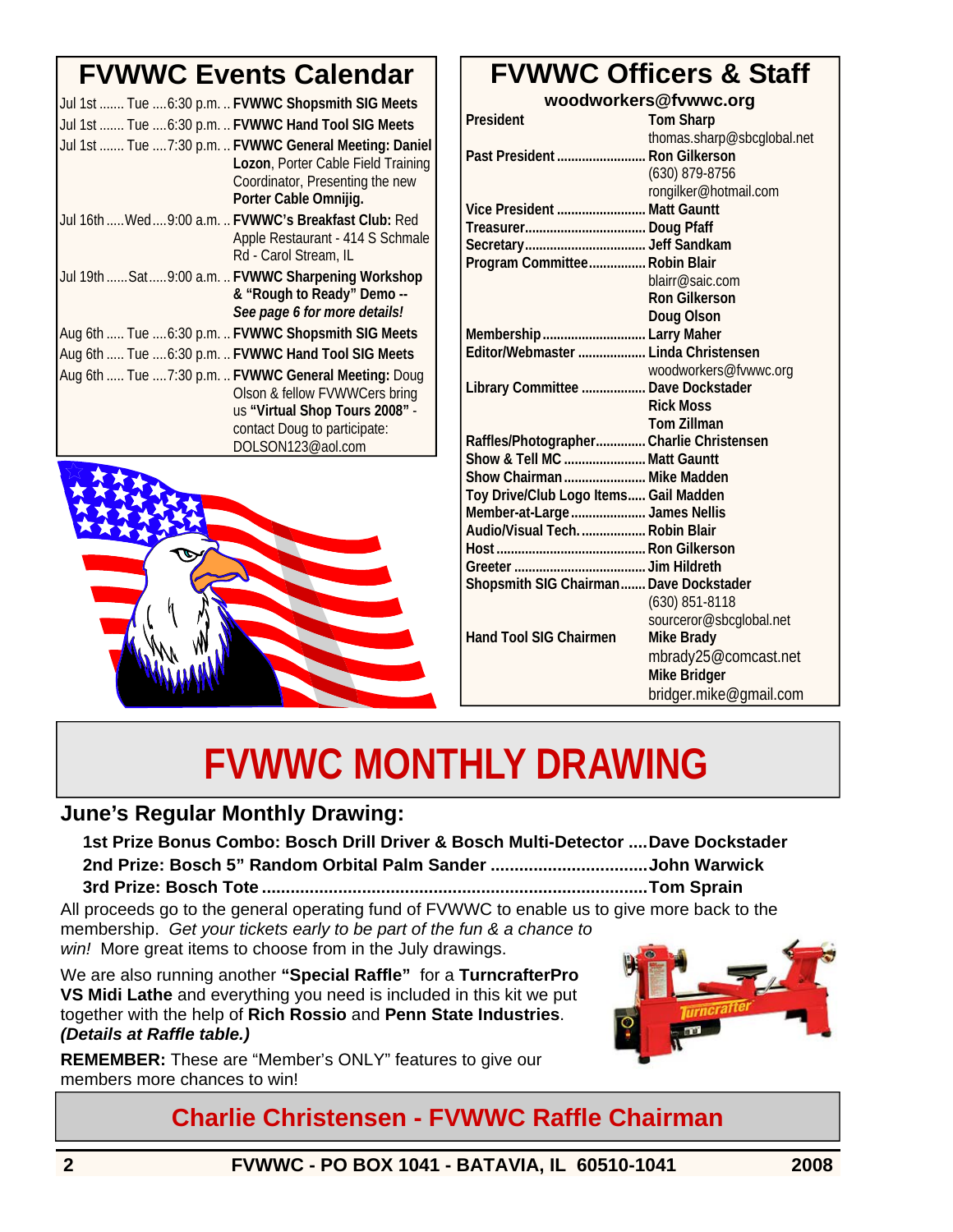## FVWWC Events Calendar

| Date | Day | Time | Event |
|---|---|---|---|
| Jul 1st | Tue | 6:30 p.m. | **FVWWC Shopsmith SIG Meets** |
| Jul 1st | Tue | 6:30 p.m. | **FVWWC Hand Tool SIG Meets** |
| Jul 1st | Tue | 7:30 p.m. | **FVWWC General Meeting: Daniel Lozon**, Porter Cable Field Training Coordinator, Presenting the new **Porter Cable Omnijig.** |
| Jul 16th | Wed | 9:00 a.m. | **FVWWC's Breakfast Club:** Red Apple Restaurant - 414 S Schmale Rd - Carol Stream, IL |
| Jul 19th | Sat | 9:00 a.m. | **FVWWC Sharpening Workshop & "Rough to Ready" Demo --** ***See page 6 for more details!*** |
| Aug 6th | Tue | 6:30 p.m. | **FVWWC Shopsmith SIG Meets** |
| Aug 6th | Tue | 6:30 p.m. | **FVWWC Hand Tool SIG Meets** |
| Aug 6th | Tue | 7:30 p.m. | **FVWWC General Meeting:** Doug Olson & fellow FVWWCers bring us **"Virtual Shop Tours 2008"** - contact Doug to participate: DOLSON123@aol.com |

## FVWWC Officers & Staff

**woodworkers@fvwwc.org**

| Position | Name |
|---|---|
| President | **Tom Sharp**<br>thomas.sharp@sbcglobal.net |
| Past President | **Ron Gilkerson**<br>(630) 879-8756<br>rongilker@hotmail.com |
| Vice President | **Matt Gauntt** |
| Treasurer | **Doug Pfaff** |
| Secretary | **Jeff Sandkam** |
| Program Committee | **Robin Blair**<br>blairr@saic.com<br>**Ron Gilkerson**<br>**Doug Olson** |
| Membership | **Larry Maher** |
| Editor/Webmaster | **Linda Christensen**<br>woodworkers@fvwwc.org |
| Library Committee | **Dave Dockstader**<br>**Rick Moss**<br>**Tom Zillman** |
| Raffles/Photographer | **Charlie Christensen** |
| Show & Tell MC | **Matt Gauntt** |
| Show Chairman | **Mike Madden** |
| Toy Drive/Club Logo Items | **Gail Madden** |
| Member-at-Large | **James Nellis** |
| Audio/Visual Tech. | **Robin Blair** |
| Host | **Ron Gilkerson** |
| Greeter | **Jim Hildreth** |
| Shopsmith SIG Chairman | **Dave Dockstader**<br>(630) 851-8118<br>sourceror@sbcglobal.net |
| Hand Tool SIG Chairmen | **Mike Brady**<br>mbrady25@comcast.net<br>**Mike Bridger**<br>bridger.mike@gmail.com |

# FVWWC MONTHLY DRAWING

### June's Regular Monthly Drawing:

**1st Prize Bonus Combo: Bosch Drill Driver & Bosch Multi-Detector .... Dave Dockstader**
**2nd Prize: Bosch 5" Random Orbital Palm Sander .... John Warwick**
**3rd Prize: Bosch Tote .... Tom Sprain**

All proceeds go to the general operating fund of FVWWC to enable us to give more back to the membership. *Get your tickets early to be part of the fun & a chance to win!* More great items to choose from in the July drawings.

We are also running another **"Special Raffle"** for a **TurncrafterPro VS Midi Lathe** and everything you need is included in this kit we put together with the help of **Rich Rossio** and **Penn State Industries**. ***(Details at Raffle table.)***

**REMEMBER:** These are "Member's ONLY" features to give our members more chances to win!

## Charlie Christensen - FVWWC Raffle Chairman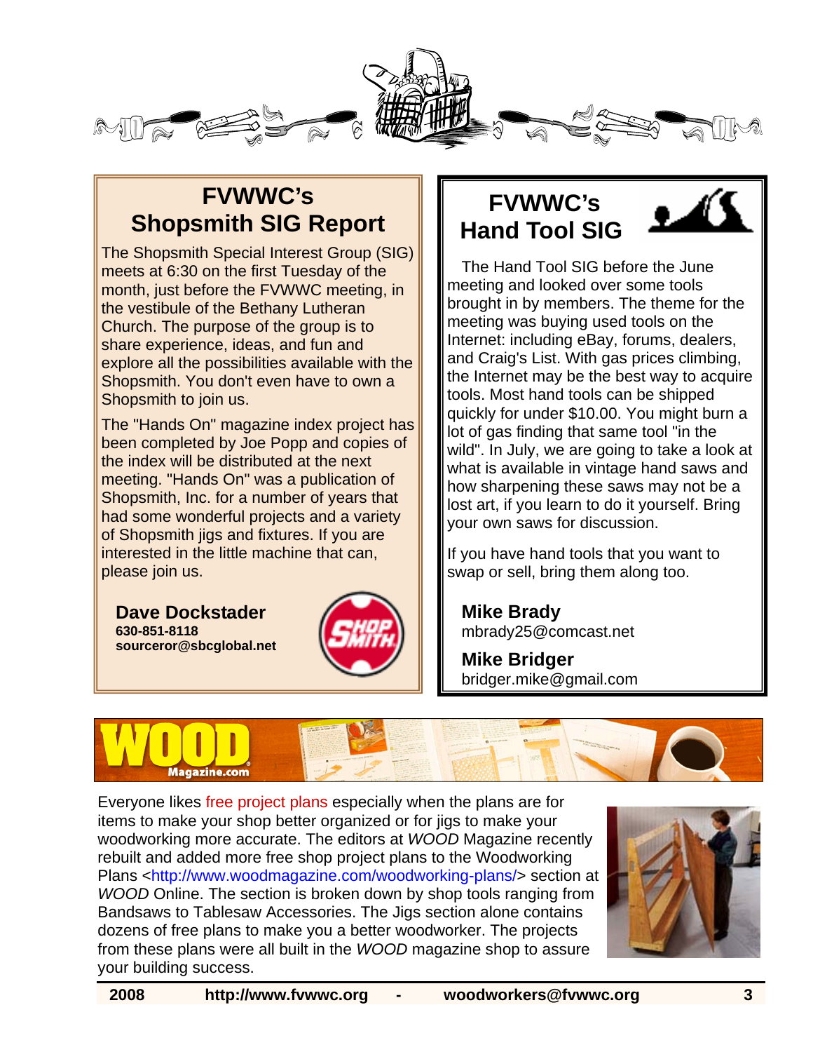## FVWWC's Shopsmith SIG Report

The Shopsmith Special Interest Group (SIG) meets at 6:30 on the first Tuesday of the month, just before the FVWWC meeting, in the vestibule of the Bethany Lutheran Church. The purpose of the group is to share experience, ideas, and fun and explore all the possibilities available with the Shopsmith. You don't even have to own a Shopsmith to join us.

The "Hands On" magazine index project has been completed by Joe Popp and copies of the index will be distributed at the next meeting. "Hands On" was a publication of Shopsmith, Inc. for a number of years that had some wonderful projects and a variety of Shopsmith jigs and fixtures. If you are interested in the little machine that can, please join us.

**Dave Dockstader**
**630-851-8118**
**sourceror@sbcglobal.net**

## FVWWC's Hand Tool SIG

The Hand Tool SIG before the June meeting and looked over some tools brought in by members. The theme for the meeting was buying used tools on the Internet: including eBay, forums, dealers, and Craig's List. With gas prices climbing, the Internet may be the best way to acquire tools. Most hand tools can be shipped quickly for under $10.00. You might burn a lot of gas finding that same tool "in the wild". In July, we are going to take a look at what is available in vintage hand saws and how sharpening these saws may not be a lost art, if you learn to do it yourself. Bring your own saws for discussion.

If you have hand tools that you want to swap or sell, bring them along too.

**Mike Brady**
mbrady25@comcast.net

**Mike Bridger**
bridger.mike@gmail.com

## WOOD Magazine.com

Everyone likes free project plans especially when the plans are for items to make your shop better organized or for jigs to make your woodworking more accurate. The editors at *WOOD* Magazine recently rebuilt and added more free shop project plans to the Woodworking Plans <http://www.woodmagazine.com/woodworking-plans/> section at *WOOD* Online. The section is broken down by shop tools ranging from Bandsaws to Tablesaw Accessories. The Jigs section alone contains dozens of free plans to make you a better woodworker. The projects from these plans were all built in the *WOOD* magazine shop to assure your building success.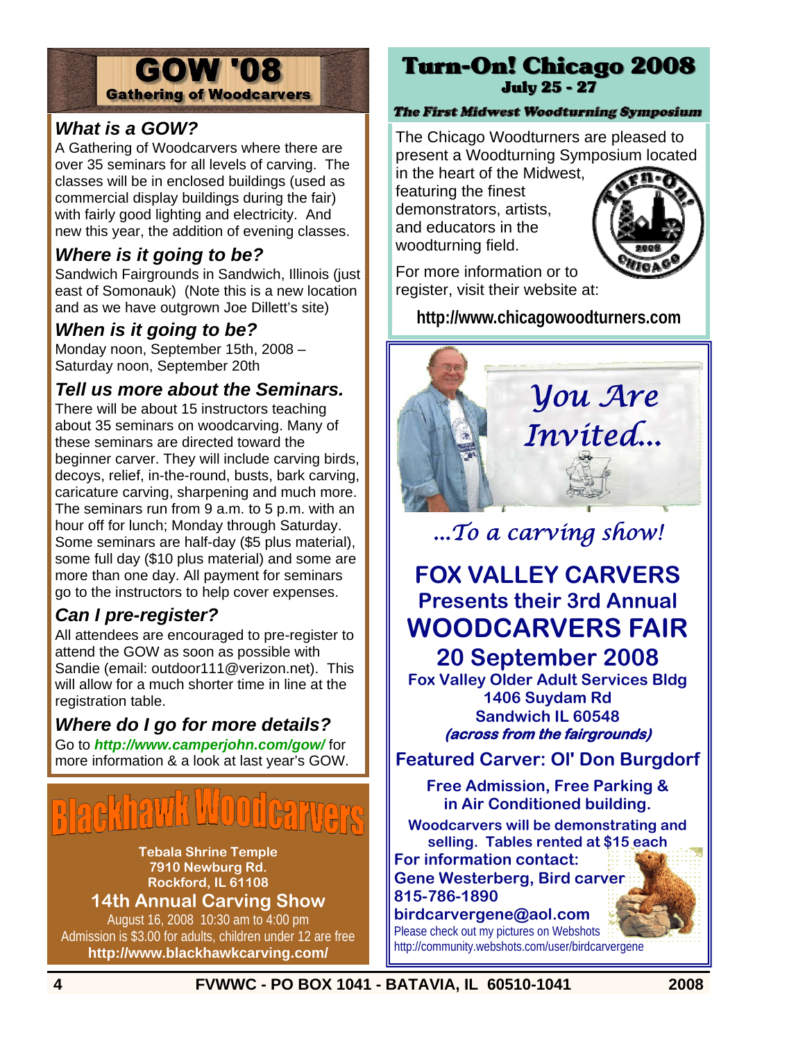# GOW '08

**Gathering of Woodcarvers**

### *What is a GOW?*

A Gathering of Woodcarvers where there are over 35 seminars for all levels of carving. The classes will be in enclosed buildings (used as commercial display buildings during the fair) with fairly good lighting and electricity. And new this year, the addition of evening classes.

### *Where is it going to be?*

Sandwich Fairgrounds in Sandwich, Illinois (just east of Somonauk) (Note this is a new location and as we have outgrown Joe Dillett's site)

### *When is it going to be?*

Monday noon, September 15th, 2008 – Saturday noon, September 20th

### *Tell us more about the Seminars.*

There will be about 15 instructors teaching about 35 seminars on woodcarving. Many of these seminars are directed toward the beginner carver. They will include carving birds, decoys, relief, in-the-round, busts, bark carving, caricature carving, sharpening and much more. The seminars run from 9 a.m. to 5 p.m. with an hour off for lunch; Monday through Saturday. Some seminars are half-day ($5 plus material), some full day ($10 plus material) and some are more than one day. All payment for seminars go to the instructors to help cover expenses.

### *Can I pre-register?*

All attendees are encouraged to pre-register to attend the GOW as soon as possible with Sandie (email: outdoor111@verizon.net). This will allow for a much shorter time in line at the registration table.

### *Where do I go for more details?*

Go to ***http://www.camperjohn.com/gow/*** for more information & a look at last year's GOW.

# Blackhawk Woodcarvers

**Tebala Shrine Temple**
**7910 Newburg Rd.**
**Rockford, IL 61108**

**14th Annual Carving Show**

August 16, 2008 10:30 am to 4:00 pm
Admission is $3.00 for adults, children under 12 are free
**http://www.blackhawkcarving.com/**

# Turn-On! Chicago 2008

**July 25 - 27**

***The First Midwest Woodturning Symposium***

The Chicago Woodturners are pleased to present a Woodturning Symposium located in the heart of the Midwest, featuring the finest demonstrators, artists, and educators in the woodturning field.

For more information or to register, visit their website at:

**http://www.chicagowoodturners.com**

*You Are Invited...*

*...To a carving show!*

## FOX VALLEY CARVERS

**Presents their 3rd Annual**

## WOODCARVERS FAIR

## 20 September 2008

**Fox Valley Older Adult Services Bldg**
**1406 Suydam Rd**
**Sandwich IL 60548**
***(across from the fairgrounds)***

**Featured Carver: Ol' Don Burgdorf**

**Free Admission, Free Parking & in Air Conditioned building.**

**Woodcarvers will be demonstrating and selling. Tables rented at $15 each**

**For information contact:**
**Gene Westerberg, Bird carver**
**815-786-1890**
**birdcarvergene@aol.com**

Please check out my pictures on Webshots
http://community.webshots.com/user/birdcarvergene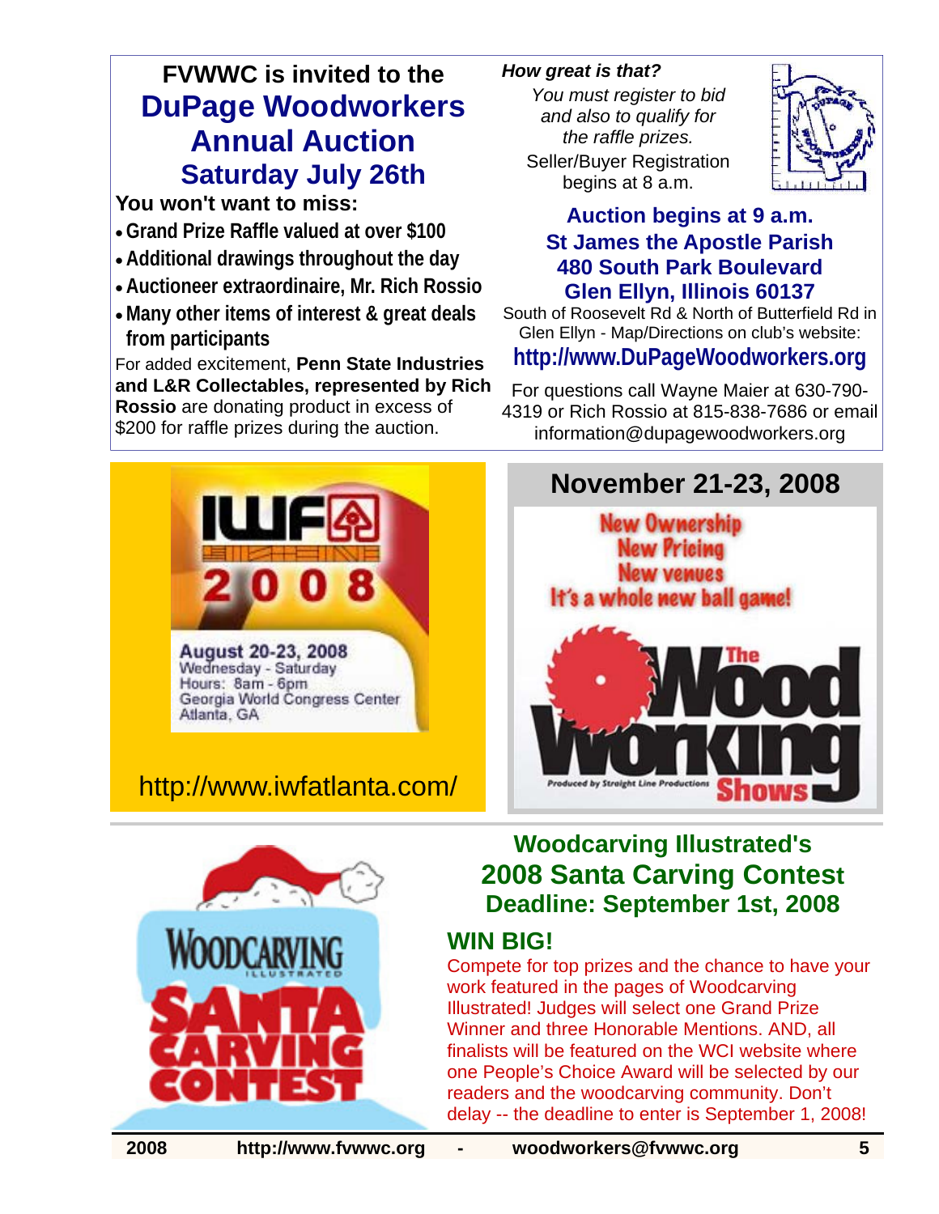## FVWWC is invited to the DuPage Woodworkers Annual Auction Saturday July 26th

**You won't want to miss:**

- Grand Prize Raffle valued at over $100
- Additional drawings throughout the day
- Auctioneer extraordinaire, Mr. Rich Rossio
- Many other items of interest & great deals from participants

For added excitement, **Penn State Industries and L&R Collectables, represented by Rich Rossio** are donating product in excess of $200 for raffle prizes during the auction.

***How great is that?***

*You must register to bid and also to qualify for the raffle prizes.*

Seller/Buyer Registration begins at 8 a.m.

**Auction begins at 9 a.m.**
**St James the Apostle Parish**
**480 South Park Boulevard**
**Glen Ellyn, Illinois 60137**

South of Roosevelt Rd & North of Butterfield Rd in Glen Ellyn - Map/Directions on club's website:

**http://www.DuPageWoodworkers.org**

For questions call Wayne Maier at 630-790-4319 or Rich Rossio at 815-838-7686 or email information@dupagewoodworkers.org

---

**IWF 2008**

August 20-23, 2008
Wednesday - Saturday
Hours: 8am - 6pm
Georgia World Congress Center
Atlanta, GA

http://www.iwfatlanta.com/

---

**November 21-23, 2008**

New Ownership
New Pricing
New venues
It's a whole new ball game!

The Wood Working Shows

Produced by Straight Line Productions

---

## Woodcarving Illustrated's 2008 Santa Carving Contest

**Deadline: September 1st, 2008**

### WIN BIG!

Compete for top prizes and the chance to have your work featured in the pages of Woodcarving Illustrated! Judges will select one Grand Prize Winner and three Honorable Mentions. AND, all finalists will be featured on the WCI website where one People's Choice Award will be selected by our readers and the woodcarving community. Don't delay -- the deadline to enter is September 1, 2008!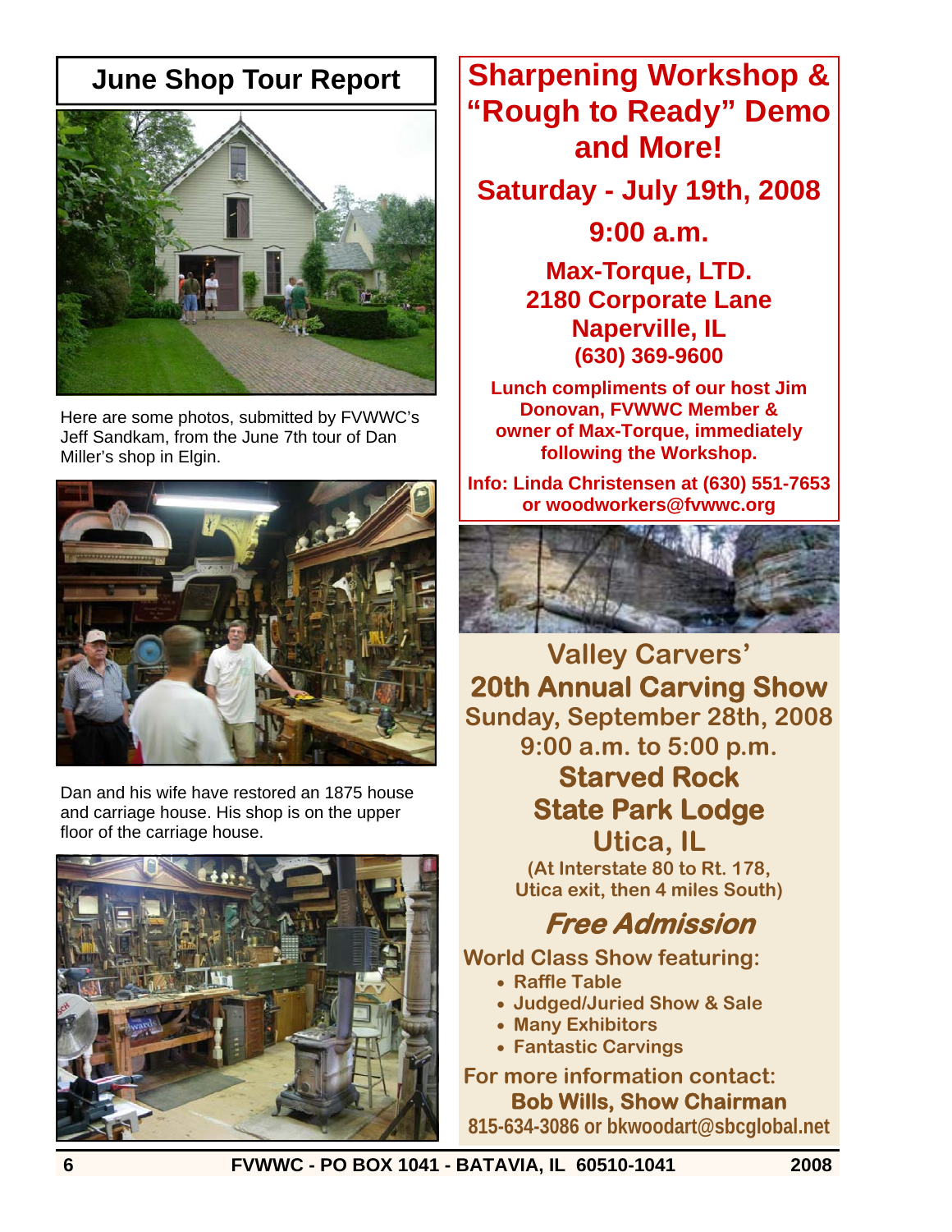## June Shop Tour Report

Here are some photos, submitted by FVWWC's Jeff Sandkam, from the June 7th tour of Dan Miller's shop in Elgin.

Dan and his wife have restored an 1875 house and carriage house. His shop is on the upper floor of the carriage house.

## Sharpening Workshop & "Rough to Ready" Demo and More!

**Saturday - July 19th, 2008**

**9:00 a.m.**

**Max-Torque, LTD.**
**2180 Corporate Lane**
**Naperville, IL**
**(630) 369-9600**

**Lunch compliments of our host Jim Donovan, FVWWC Member & owner of Max-Torque, immediately following the Workshop.**

**Info: Linda Christensen at (630) 551-7653 or woodworkers@fvwwc.org**

## Valley Carvers' 20th Annual Carving Show

**Sunday, September 28th, 2008**

**9:00 a.m. to 5:00 p.m.**

**Starved Rock State Park Lodge**
**Utica, IL**
**(At Interstate 80 to Rt. 178, Utica exit, then 4 miles South)**

***Free Admission***

**World Class Show featuring:**

- Raffle Table
- Judged/Juried Show & Sale
- Many Exhibitors
- Fantastic Carvings

**For more information contact:**
**Bob Wills, Show Chairman**
**815-634-3086 or bkwoodart@sbcglobal.net**

FVWWC - PO BOX 1041 - BATAVIA, IL 60510-1041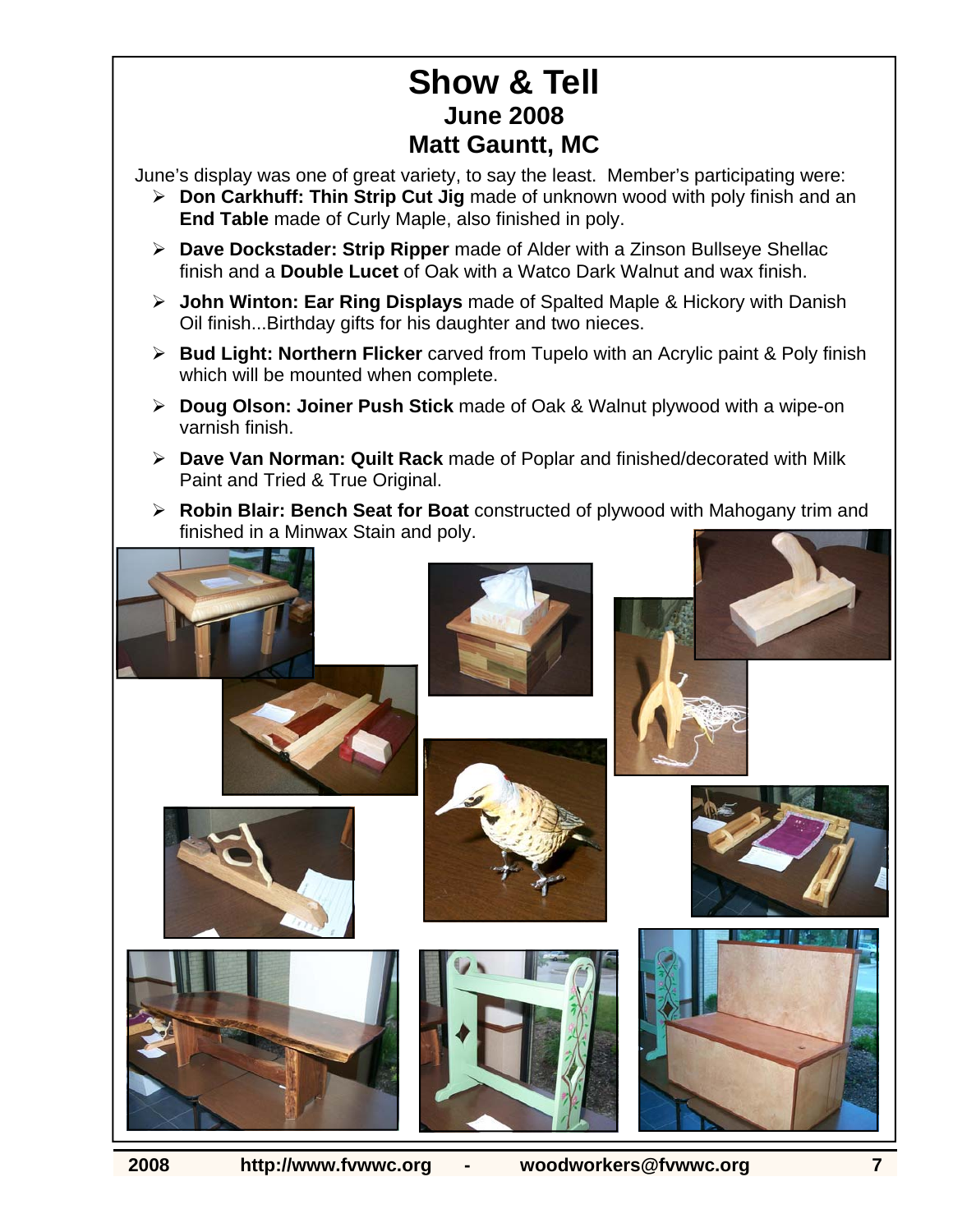# Show & Tell

## June 2008

## Matt Gauntt, MC

June's display was one of great variety, to say the least. Member's participating were:

- **Don Carkhuff: Thin Strip Cut Jig** made of unknown wood with poly finish and an **End Table** made of Curly Maple, also finished in poly.
- **Dave Dockstader: Strip Ripper** made of Alder with a Zinson Bullseye Shellac finish and a **Double Lucet** of Oak with a Watco Dark Walnut and wax finish.
- **John Winton: Ear Ring Displays** made of Spalted Maple & Hickory with Danish Oil finish...Birthday gifts for his daughter and two nieces.
- **Bud Light: Northern Flicker** carved from Tupelo with an Acrylic paint & Poly finish which will be mounted when complete.
- **Doug Olson: Joiner Push Stick** made of Oak & Walnut plywood with a wipe-on varnish finish.
- **Dave Van Norman: Quilt Rack** made of Poplar and finished/decorated with Milk Paint and Tried & True Original.
- **Robin Blair: Bench Seat for Boat** constructed of plywood with Mahogany trim and finished in a Minwax Stain and poly.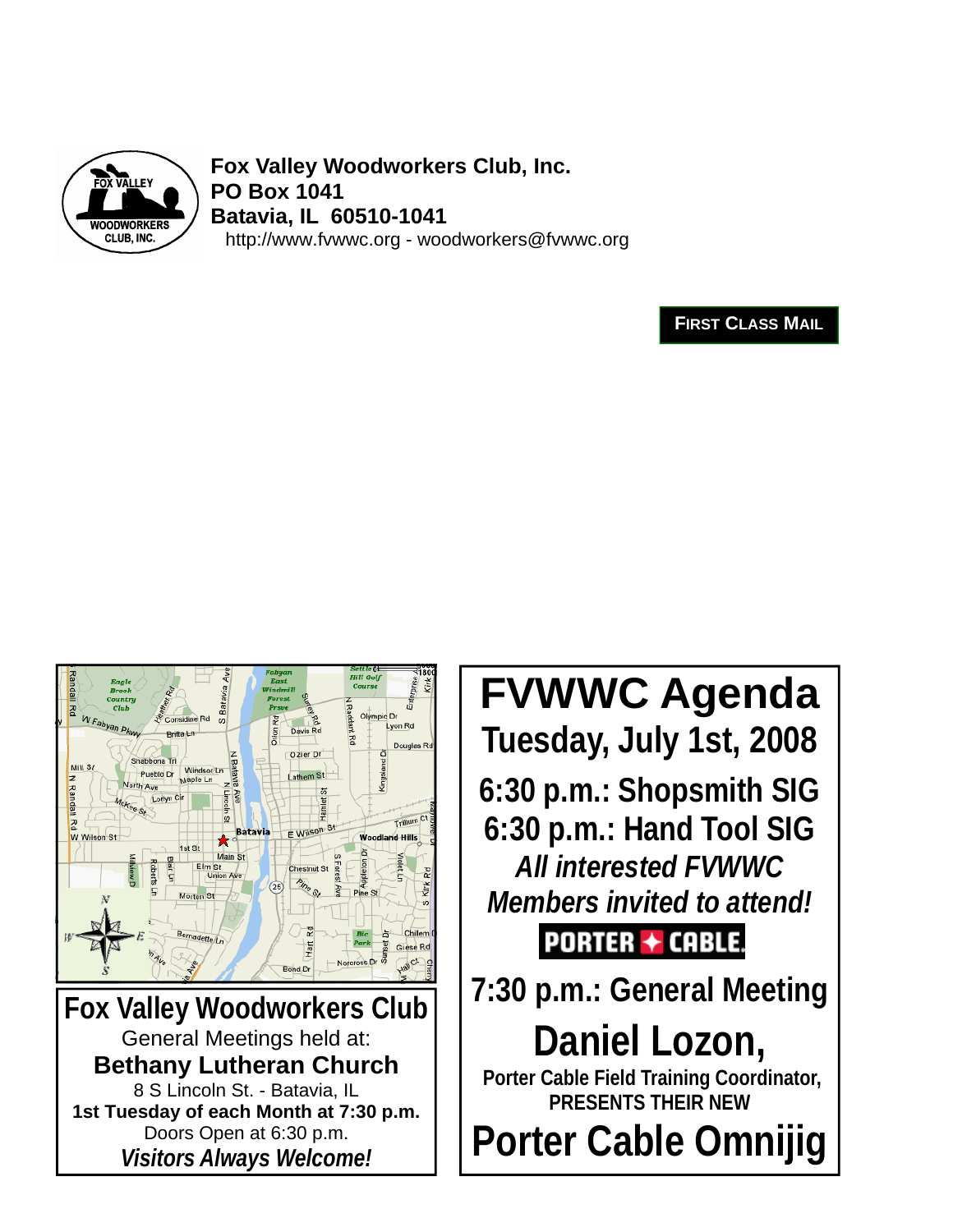**Fox Valley Woodworkers Club, Inc.**
**PO Box 1041**
**Batavia, IL 60510-1041**
http://www.fvwwc.org - woodworkers@fvwwc.org

**FIRST CLASS MAIL**

**Fox Valley Woodworkers Club**
General Meetings held at:
**Bethany Lutheran Church**
8 S Lincoln St. - Batavia, IL
**1st Tuesday of each Month at 7:30 p.m.**
Doors Open at 6:30 p.m.
***Visitors Always Welcome!***

# FVWWC Agenda

## Tuesday, July 1st, 2008

**6:30 p.m.: Shopsmith SIG**
**6:30 p.m.: Hand Tool SIG**
***All interested FVWWC Members invited to attend!***

PORTER CABLE

**7:30 p.m.: General Meeting**

## Daniel Lozon,

**Porter Cable Field Training Coordinator, PRESENTS THEIR NEW**

## Porter Cable Omnijig